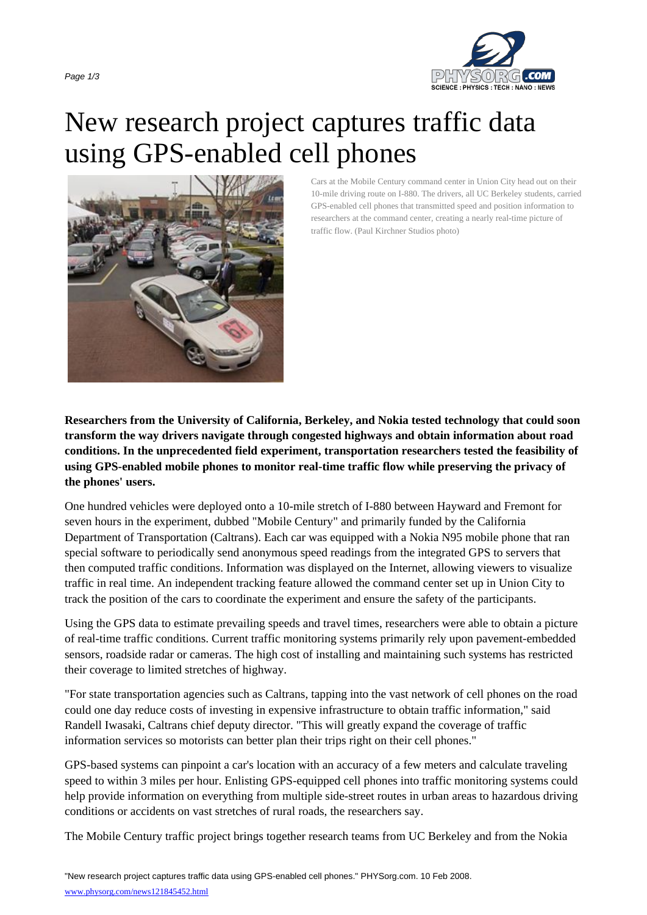# New research project captures traffic data using GPS-enabled cell phones

Cars at the Mobile Century command center in Union City head out on their 10-mile driving route on I-880. The drivers, all UC Berkeley students, carried GPS-enabled cell phones that transmitted speed and position information to researchers at the command center, creating a nearly real-time picture of traffic flow. (Paul Kirchner Studios photo)

**Researchers from the University of California, Berkeley, and Nokia tested technology that could soon transform the way drivers navigate through congested highways and obtain information about road conditions. In the unprecedented field experiment, transportation researchers tested the feasibility of using GPS-enabled mobile phones to monitor real-time traffic flow while preserving the privacy of the phones' users.**

One hundred vehicles were deployed onto a 10-mile stretch of I-880 between Hayward and Fremont for seven hours in the experiment, dubbed "Mobile Century" and primarily funded by the California Department of Transportation (Caltrans). Each car was equipped with a Nokia N95 mobile phone that ran special software to periodically send anonymous speed readings from the integrated GPS to servers that then computed traffic conditions. Information was displayed on the Internet, allowing viewers to visualize traffic in real time. An independent tracking feature allowed the command center set up in Union City to track the position of the cars to coordinate the experiment and ensure the safety of the participants.

Using the GPS data to estimate prevailing speeds and travel times, researchers were able to obtain a picture of real-time traffic conditions. Current traffic monitoring systems primarily rely upon pavement-embedded sensors, roadside radar or cameras. The high cost of installing and maintaining such systems has restricted their coverage to limited stretches of highway.

"For state transportation agencies such as Caltrans, tapping into the vast network of cell phones on the road could one day reduce costs of investing in expensive infrastructure to obtain traffic information," said Randell Iwasaki, Caltrans chief deputy director. "This will greatly expand the coverage of traffic information services so motorists can better plan their trips right on their cell phones."

GPS-based systems can pinpoint a car's location with an accuracy of a few meters and calculate traveling speed to within 3 miles per hour. Enlisting GPS-equipped cell phones into traffic monitoring systems could help provide information on everything from multiple side-street routes in urban areas to hazardous driving conditions or accidents on vast stretches of rural roads, the researchers say.

The Mobile Century traffic project brings together research teams from UC Berkeley and from the Nokia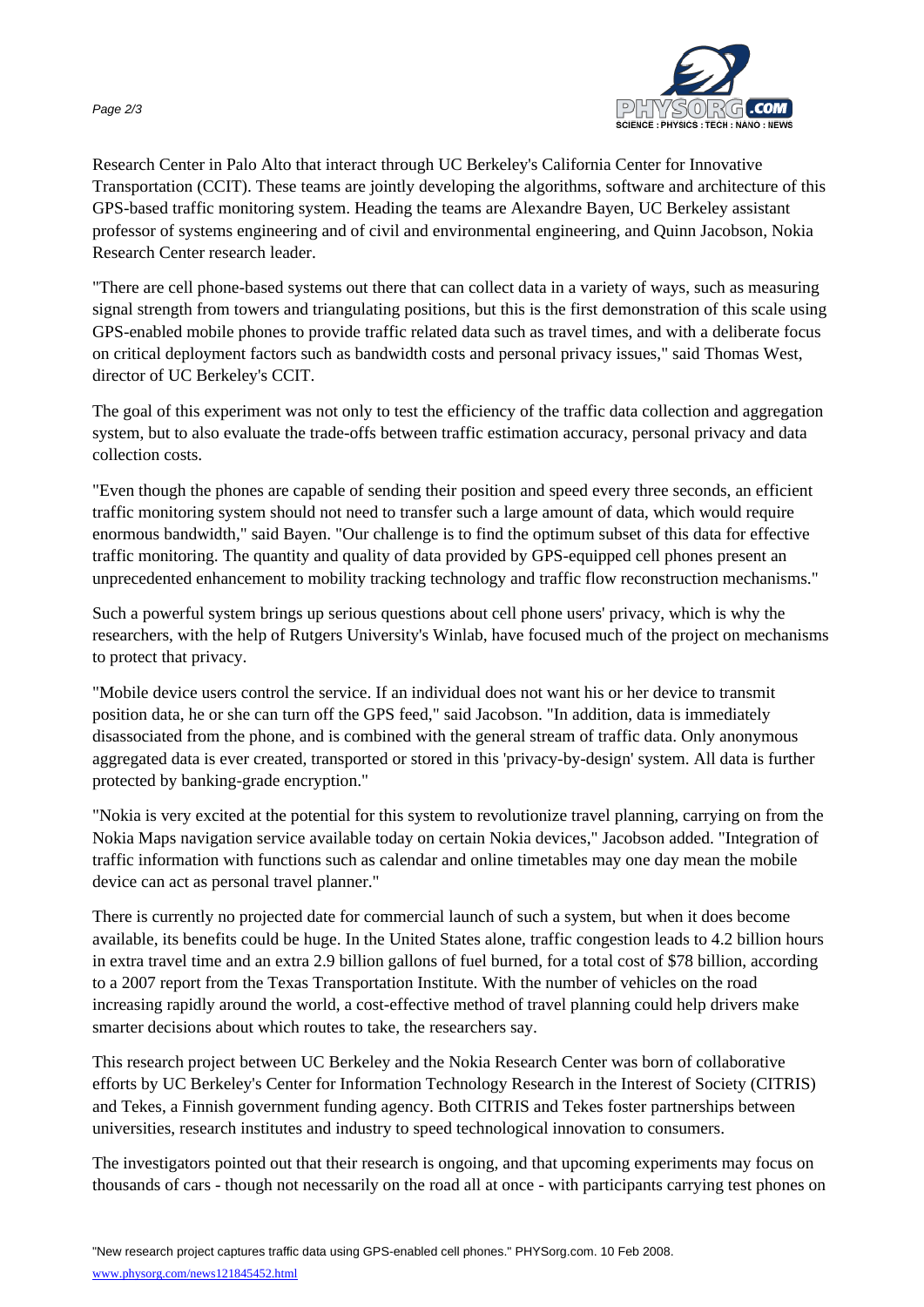Research Center in Palo Alto that interact through UC Berkeley's California Center for Innovative Transportation (CCIT). These teams are jointly developing the algorithms, software and architecture of this GPS-based traffic monitoring system. Heading the teams are Alexandre Bayen, UC Berkeley assistant professor of systems engineering and of civil and environmental engineering, and Quinn Jacobson, Nokia Research Center research leader.

"There are cell phone-based systems out there that can collect data in a variety of ways, such as measuring signal strength from towers and triangulating positions, but this is the first demonstration of this scale using GPS-enabled mobile phones to provide traffic related data such as travel times, and with a deliberate focus on critical deployment factors such as bandwidth costs and personal privacy issues," said Thomas West, director of UC Berkeley's CCIT.

The goal of this experiment was not only to test the efficiency of the traffic data collection and aggregation system, but to also evaluate the trade-offs between traffic estimation accuracy, personal privacy and data collection costs.

"Even though the phones are capable of sending their position and speed every three seconds, an efficient traffic monitoring system should not need to transfer such a large amount of data, which would require enormous bandwidth," said Bayen. "Our challenge is to find the optimum subset of this data for effective traffic monitoring. The quantity and quality of data provided by GPS-equipped cell phones present an unprecedented enhancement to mobility tracking technology and traffic flow reconstruction mechanisms."

Such a powerful system brings up serious questions about cell phone users' privacy, which is why the researchers, with the help of Rutgers University's Winlab, have focused much of the project on mechanisms to protect that privacy.

"Mobile device users control the service. If an individual does not want his or her device to transmit position data, he or she can turn off the GPS feed," said Jacobson. "In addition, data is immediately disassociated from the phone, and is combined with the general stream of traffic data. Only anonymous aggregated data is ever created, transported or stored in this 'privacy-by-design' system. All data is further protected by banking-grade encryption."

"Nokia is very excited at the potential for this system to revolutionize travel planning, carrying on from the Nokia Maps navigation service available today on certain Nokia devices," Jacobson added. "Integration of traffic information with functions such as calendar and online timetables may one day mean the mobile device can act as personal travel planner."

There is currently no projected date for commercial launch of such a system, but when it does become available, its benefits could be huge. In the United States alone, traffic congestion leads to 4.2 billion hours in extra travel time and an extra 2.9 billion gallons of fuel burned, for a total cost of $78 billion, according to a 2007 report from the Texas Transportation Institute. With the number of vehicles on the road increasing rapidly around the world, a cost-effective method of travel planning could help drivers make smarter decisions about which routes to take, the researchers say.

This research project between UC Berkeley and the Nokia Research Center was born of collaborative efforts by UC Berkeley's Center for Information Technology Research in the Interest of Society (CITRIS) and Tekes, a Finnish government funding agency. Both CITRIS and Tekes foster partnerships between universities, research institutes and industry to speed technological innovation to consumers.

The investigators pointed out that their research is ongoing, and that upcoming experiments may focus on thousands of cars - though not necessarily on the road all at once - with participants carrying test phones on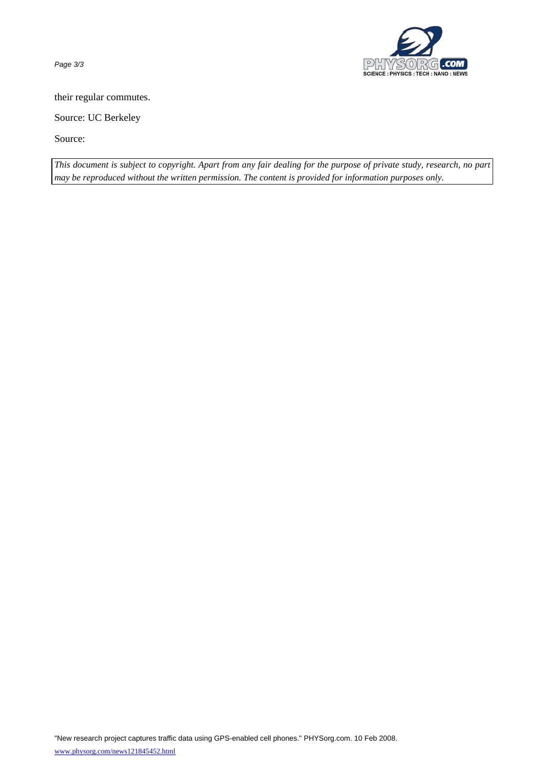their regular commutes.

Source: UC Berkeley

Source:

*This document is subject to copyright. Apart from any fair dealing for the purpose of private study, research, no part may be reproduced without the written permission. The content is provided for information purposes only.*

"New research project captures traffic data using GPS-enabled cell phones." PHYSorg.com. 10 Feb 2008.
www.physorg.com/news121845452.html